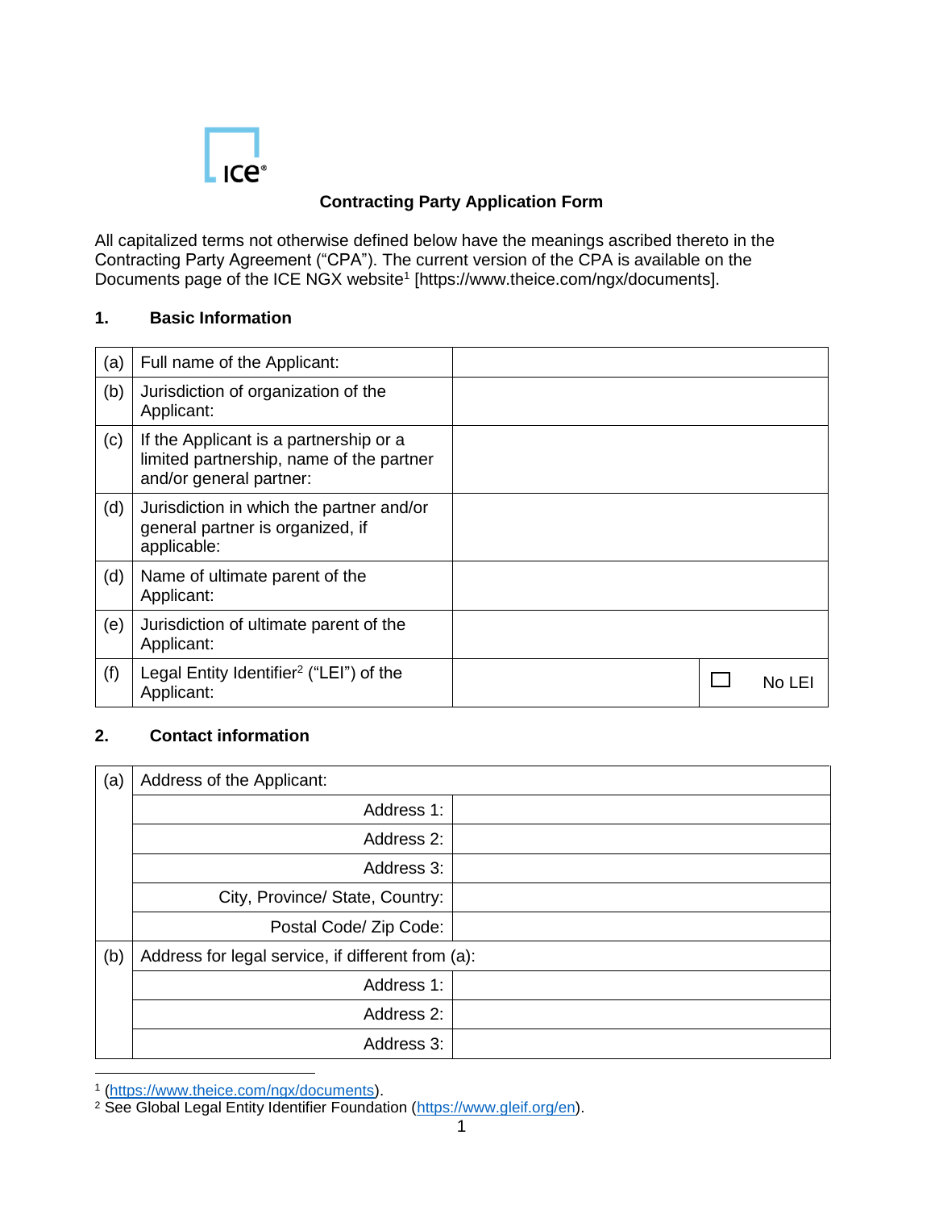## Contracting Party Application Form

All capitalized terms not otherwise defined below have the meanings ascribed thereto in the Contracting Party Agreement ("CPA"). The current version of the CPA is available on the Documents page of the ICE NGX website[1] [https://www.theice.com/ngx/documents].

### 1. Basic Information

| | | | |
|---|---|---|---|
| (a) | Full name of the Applicant: | | |
| (b) | Jurisdiction of organization of the Applicant: | | |
| (c) | If the Applicant is a partnership or a limited partnership, name of the partner and/or general partner: | | |
| (d) | Jurisdiction in which the partner and/or general partner is organized, if applicable: | | |
| (d) | Name of ultimate parent of the Applicant: | | |
| (e) | Jurisdiction of ultimate parent of the Applicant: | | |
| (f) | Legal Entity Identifier[2] ("LEI") of the Applicant: | | ☐ No LEI |

### 2. Contact information

| | | |
|---|---|---|
| (a) | Address of the Applicant: | |
| | Address 1: | |
| | Address 2: | |
| | Address 3: | |
| | City, Province/ State, Country: | |
| | Postal Code/ Zip Code: | |
| (b) | Address for legal service, if different from (a): | |
| | Address 1: | |
| | Address 2: | |
| | Address 3: | |

[1] (https://www.theice.com/ngx/documents).
[2] See Global Legal Entity Identifier Foundation (https://www.gleif.org/en).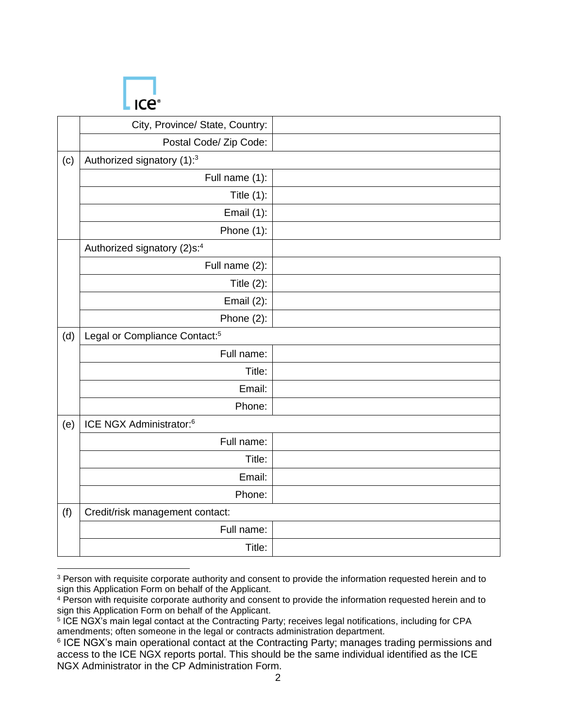| | | |
|---|---|---|
| | City, Province/ State, Country: | |
| | Postal Code/ Zip Code: | |
| (c) | Authorized signatory (1):[3] | |
| | Full name (1): | |
| | Title (1): | |
| | Email (1): | |
| | Phone (1): | |
| | Authorized signatory (2)s:[4] | |
| | Full name (2): | |
| | Title (2): | |
| | Email (2): | |
| | Phone (2): | |
| (d) | Legal or Compliance Contact:[5] | |
| | Full name: | |
| | Title: | |
| | Email: | |
| | Phone: | |
| (e) | ICE NGX Administrator:[6] | |
| | Full name: | |
| | Title: | |
| | Email: | |
| | Phone: | |
| (f) | Credit/risk management contact: | |
| | Full name: | |
| | Title: | |

[3] Person with requisite corporate authority and consent to provide the information requested herein and to sign this Application Form on behalf of the Applicant.

[4] Person with requisite corporate authority and consent to provide the information requested herein and to sign this Application Form on behalf of the Applicant.

[5] ICE NGX's main legal contact at the Contracting Party; receives legal notifications, including for CPA amendments; often someone in the legal or contracts administration department.

[6] ICE NGX's main operational contact at the Contracting Party; manages trading permissions and access to the ICE NGX reports portal. This should be the same individual identified as the ICE NGX Administrator in the CP Administration Form.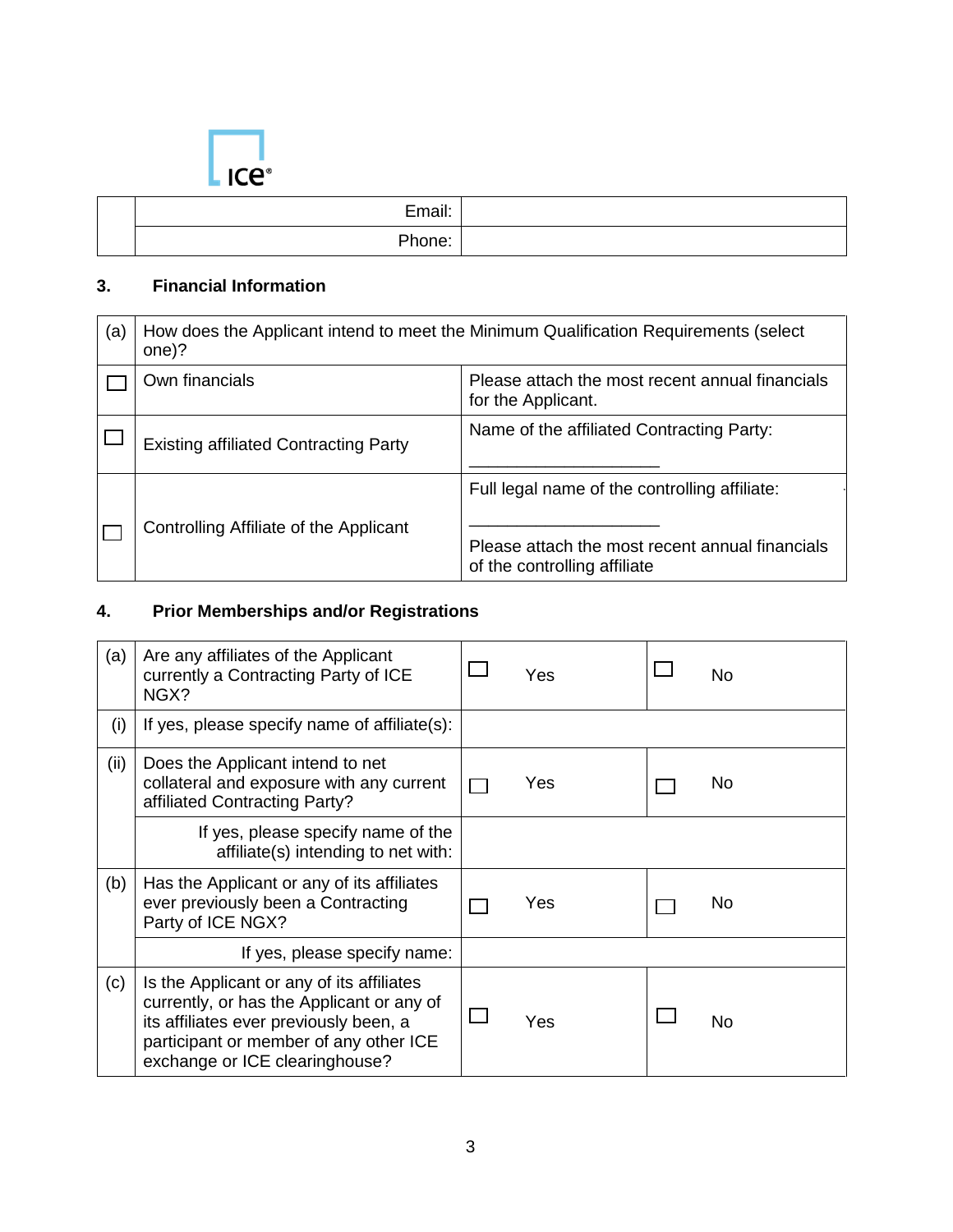| | | |
|---|---|---|
| | Email: | |
| | Phone: | |

## 3. Financial Information

| (a) | How does the Applicant intend to meet the Minimum Qualification Requirements (select one)? | |
|---|---|---|
| ☐ | Own financials | Please attach the most recent annual financials for the Applicant. |
| ☐ | Existing affiliated Contracting Party | Name of the affiliated Contracting Party: ____________________ |
| ☐ | Controlling Affiliate of the Applicant | Full legal name of the controlling affiliate: ____________________ Please attach the most recent annual financials of the controlling affiliate |

## 4. Prior Memberships and/or Registrations

| | | | |
|---|---|---|---|
| (a) | Are any affiliates of the Applicant currently a Contracting Party of ICE NGX? | ☐ Yes | ☐ No |
| (i) | If yes, please specify name of affiliate(s): | | |
| (ii) | Does the Applicant intend to net collateral and exposure with any current affiliated Contracting Party? | ☐ Yes | ☐ No |
| | If yes, please specify name of the affiliate(s) intending to net with: | | |
| (b) | Has the Applicant or any of its affiliates ever previously been a Contracting Party of ICE NGX? | ☐ Yes | ☐ No |
| | If yes, please specify name: | | |
| (c) | Is the Applicant or any of its affiliates currently, or has the Applicant or any of its affiliates ever previously been, a participant or member of any other ICE exchange or ICE clearinghouse? | ☐ Yes | ☐ No |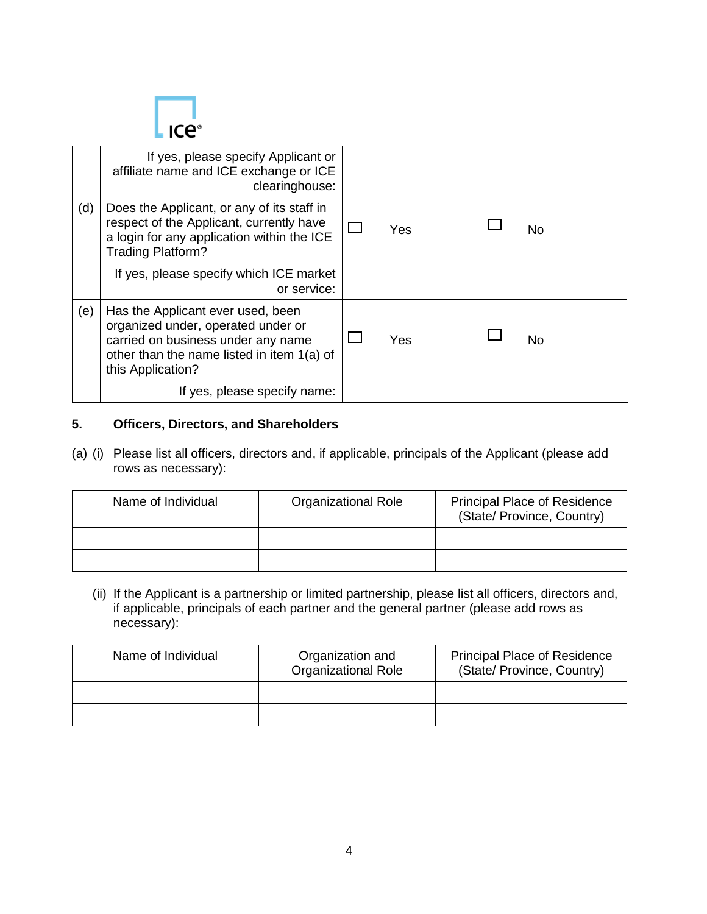| | | | |
|---|---|---|---|
| | If yes, please specify Applicant or affiliate name and ICE exchange or ICE clearinghouse: | | |
| (d) | Does the Applicant, or any of its staff in respect of the Applicant, currently have a login for any application within the ICE Trading Platform? | ☐ Yes | ☐ No |
| | If yes, please specify which ICE market or service: | | |
| (e) | Has the Applicant ever used, been organized under, operated under or carried on business under any name other than the name listed in item 1(a) of this Application? | ☐ Yes | ☐ No |
| | If yes, please specify name: | | |

## 5. Officers, Directors, and Shareholders

(a) (i) Please list all officers, directors and, if applicable, principals of the Applicant (please add rows as necessary):

| Name of Individual | Organizational Role | Principal Place of Residence (State/ Province, Country) |
|---|---|---|
| | | |
| | | |

(ii) If the Applicant is a partnership or limited partnership, please list all officers, directors and, if applicable, principals of each partner and the general partner (please add rows as necessary):

| Name of Individual | Organization and Organizational Role | Principal Place of Residence (State/ Province, Country) |
|---|---|---|
| | | |
| | | |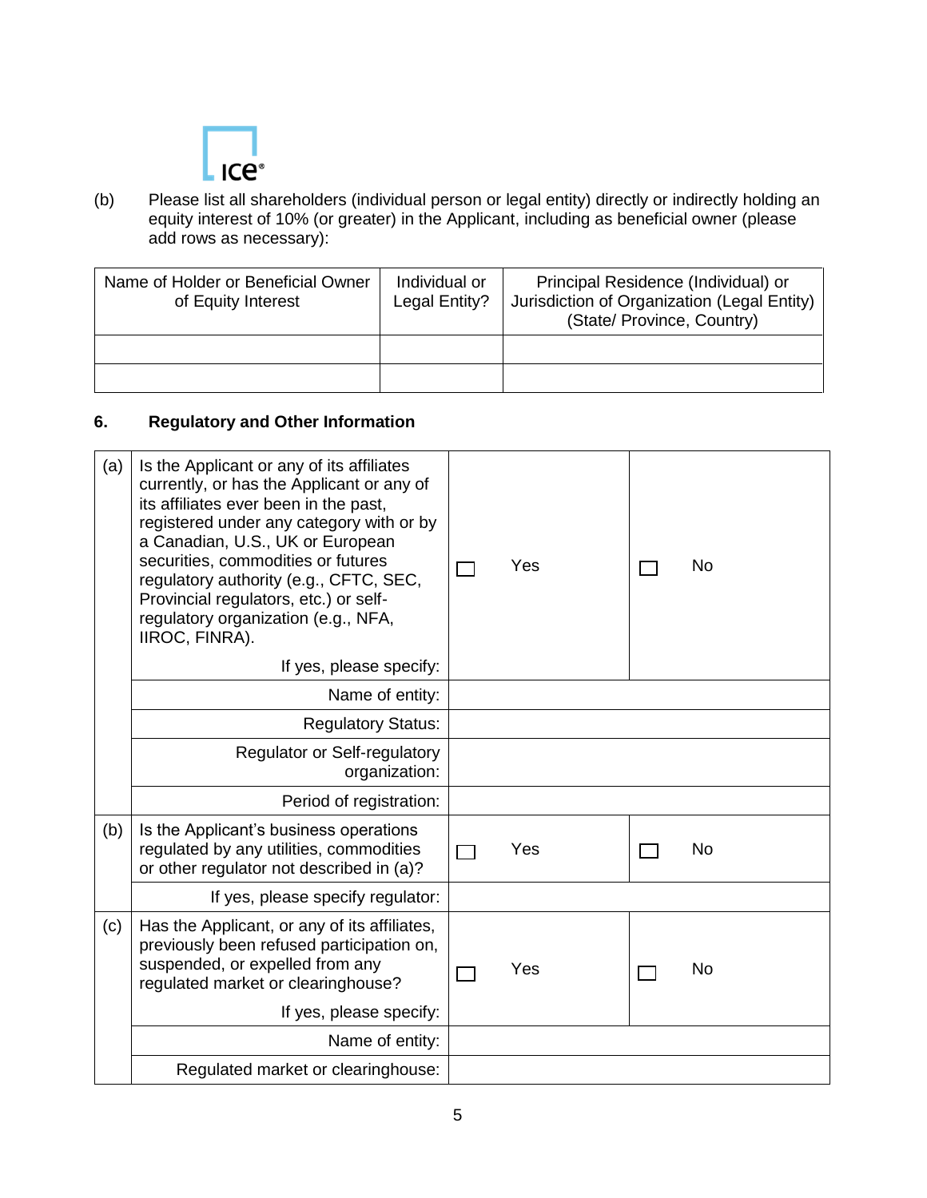(b) Please list all shareholders (individual person or legal entity) directly or indirectly holding an equity interest of 10% (or greater) in the Applicant, including as beneficial owner (please add rows as necessary):

| Name of Holder or Beneficial Owner of Equity Interest | Individual or Legal Entity? | Principal Residence (Individual) or Jurisdiction of Organization (Legal Entity) (State/ Province, Country) |
|---|---|---|
| | | |
| | | |

## 6. Regulatory and Other Information

| | | | |
|---|---|---|---|
| (a) | Is the Applicant or any of its affiliates currently, or has the Applicant or any of its affiliates ever been in the past, registered under any category with or by a Canadian, U.S., UK or European securities, commodities or futures regulatory authority (e.g., CFTC, SEC, Provincial regulators, etc.) or self-regulatory organization (e.g., NFA, IIROC, FINRA).<br>If yes, please specify: | ☐ Yes | ☐ No |
| | Name of entity: | | |
| | Regulatory Status: | | |
| | Regulator or Self-regulatory organization: | | |
| | Period of registration: | | |
| (b) | Is the Applicant's business operations regulated by any utilities, commodities or other regulator not described in (a)? | ☐ Yes | ☐ No |
| | If yes, please specify regulator: | | |
| (c) | Has the Applicant, or any of its affiliates, previously been refused participation on, suspended, or expelled from any regulated market or clearinghouse?<br>If yes, please specify: | ☐ Yes | ☐ No |
| | Name of entity: | | |
| | Regulated market or clearinghouse: | | |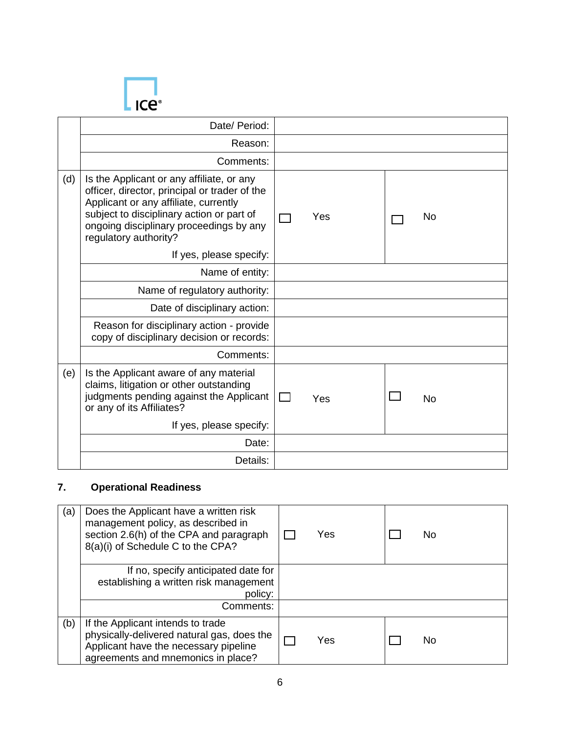| | | | |
|---|---|---|---|
| | Date/ Period: | | |
| | Reason: | | |
| | Comments: | | |
| (d) | Is the Applicant or any affiliate, or any officer, director, principal or trader of the Applicant or any affiliate, currently subject to disciplinary action or part of ongoing disciplinary proceedings by any regulatory authority? | ☐ Yes | ☐ No |
| | If yes, please specify: | | |
| | Name of entity: | | |
| | Name of regulatory authority: | | |
| | Date of disciplinary action: | | |
| | Reason for disciplinary action - provide copy of disciplinary decision or records: | | |
| | Comments: | | |
| (e) | Is the Applicant aware of any material claims, litigation or other outstanding judgments pending against the Applicant or any of its Affiliates? | ☐ Yes | ☐ No |
| | If yes, please specify: | | |
| | Date: | | |
| | Details: | | |

## 7. Operational Readiness

| | | | |
|---|---|---|---|
| (a) | Does the Applicant have a written risk management policy, as described in section 2.6(h) of the CPA and paragraph 8(a)(i) of Schedule C to the CPA? | ☐ Yes | ☐ No |
| | If no, specify anticipated date for establishing a written risk management policy: | | |
| | Comments: | | |
| (b) | If the Applicant intends to trade physically-delivered natural gas, does the Applicant have the necessary pipeline agreements and mnemonics in place? | ☐ Yes | ☐ No |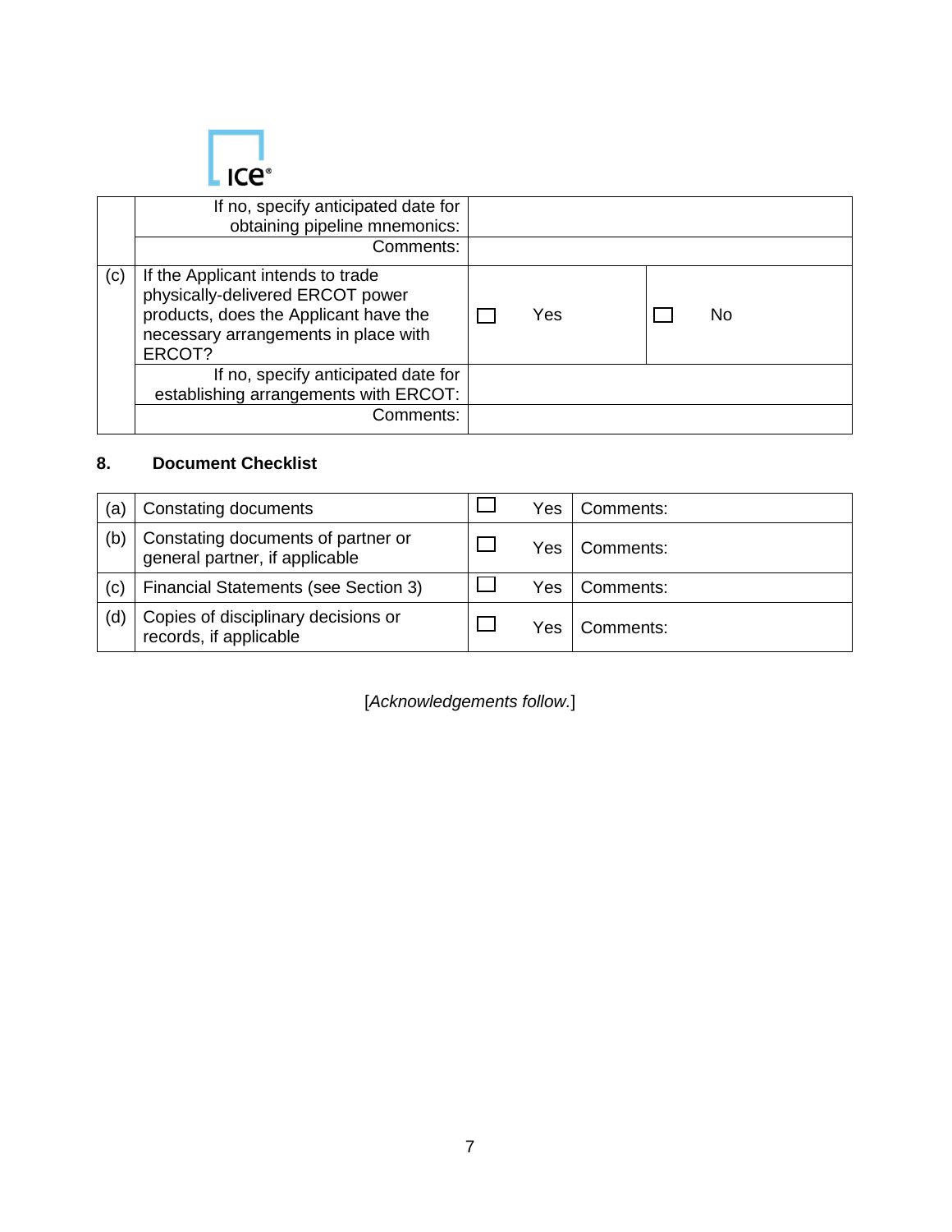| | | | |
|---|---|---|---|
| | If no, specify anticipated date for obtaining pipeline mnemonics: | | |
| | Comments: | | |
| (c) | If the Applicant intends to trade physically-delivered ERCOT power products, does the Applicant have the necessary arrangements in place with ERCOT? | ☐ Yes | ☐ No |
| | If no, specify anticipated date for establishing arrangements with ERCOT: | | |
| | Comments: | | |

**8. Document Checklist**

| | | | |
|---|---|---|---|
| (a) | Constating documents | ☐ Yes | Comments: |
| (b) | Constating documents of partner or general partner, if applicable | ☐ Yes | Comments: |
| (c) | Financial Statements (see Section 3) | ☐ Yes | Comments: |
| (d) | Copies of disciplinary decisions or records, if applicable | ☐ Yes | Comments: |

[*Acknowledgements follow.*]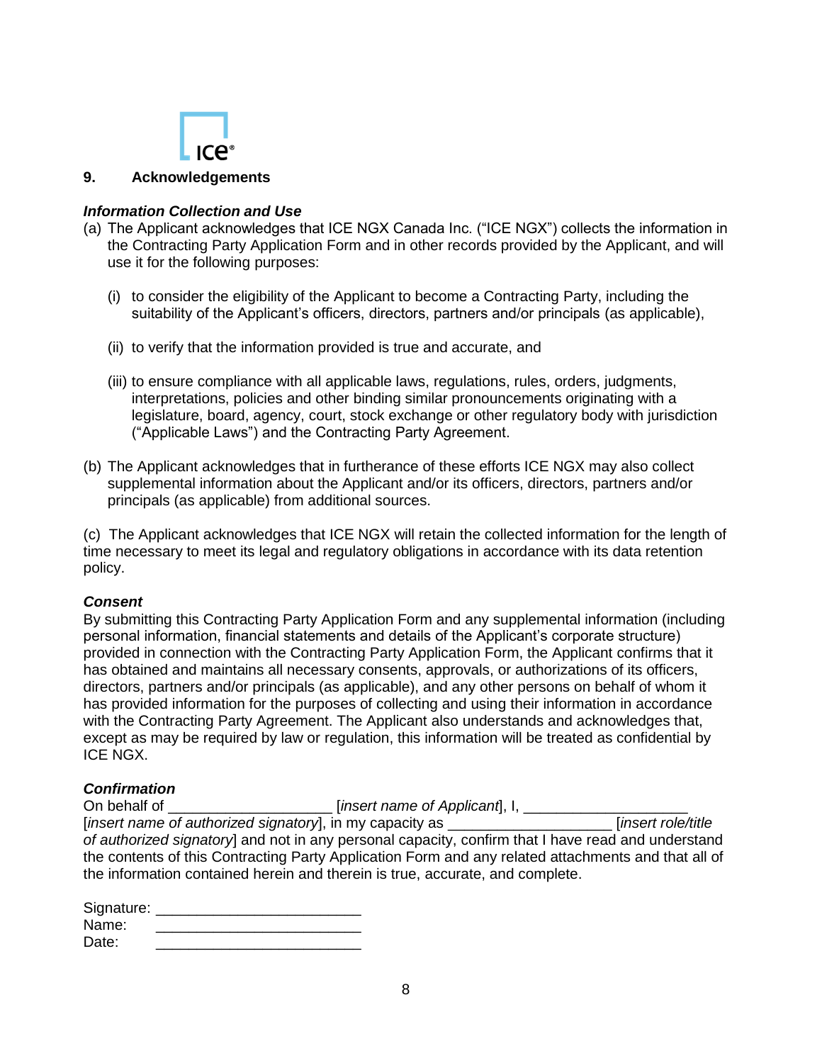## 9. Acknowledgements

***Information Collection and Use***

(a) The Applicant acknowledges that ICE NGX Canada Inc. ("ICE NGX") collects the information in the Contracting Party Application Form and in other records provided by the Applicant, and will use it for the following purposes:

   (i) to consider the eligibility of the Applicant to become a Contracting Party, including the suitability of the Applicant's officers, directors, partners and/or principals (as applicable),

   (ii) to verify that the information provided is true and accurate, and

   (iii) to ensure compliance with all applicable laws, regulations, rules, orders, judgments, interpretations, policies and other binding similar pronouncements originating with a legislature, board, agency, court, stock exchange or other regulatory body with jurisdiction ("Applicable Laws") and the Contracting Party Agreement.

(b) The Applicant acknowledges that in furtherance of these efforts ICE NGX may also collect supplemental information about the Applicant and/or its officers, directors, partners and/or principals (as applicable) from additional sources.

(c) The Applicant acknowledges that ICE NGX will retain the collected information for the length of time necessary to meet its legal and regulatory obligations in accordance with its data retention policy.

***Consent***

By submitting this Contracting Party Application Form and any supplemental information (including personal information, financial statements and details of the Applicant's corporate structure) provided in connection with the Contracting Party Application Form, the Applicant confirms that it has obtained and maintains all necessary consents, approvals, or authorizations of its officers, directors, partners and/or principals (as applicable), and any other persons on behalf of whom it has provided information for the purposes of collecting and using their information in accordance with the Contracting Party Agreement. The Applicant also understands and acknowledges that, except as may be required by law or regulation, this information will be treated as confidential by ICE NGX.

***Confirmation***

On behalf of ____________________ [*insert name of Applicant*], I, ____________________ [*insert name of authorized signatory*], in my capacity as ____________________ [*insert role/title of authorized signatory*] and not in any personal capacity, confirm that I have read and understand the contents of this Contracting Party Application Form and any related attachments and that all of the information contained herein and therein is true, accurate, and complete.

Signature: _________________________

Name: _________________________

Date: _________________________